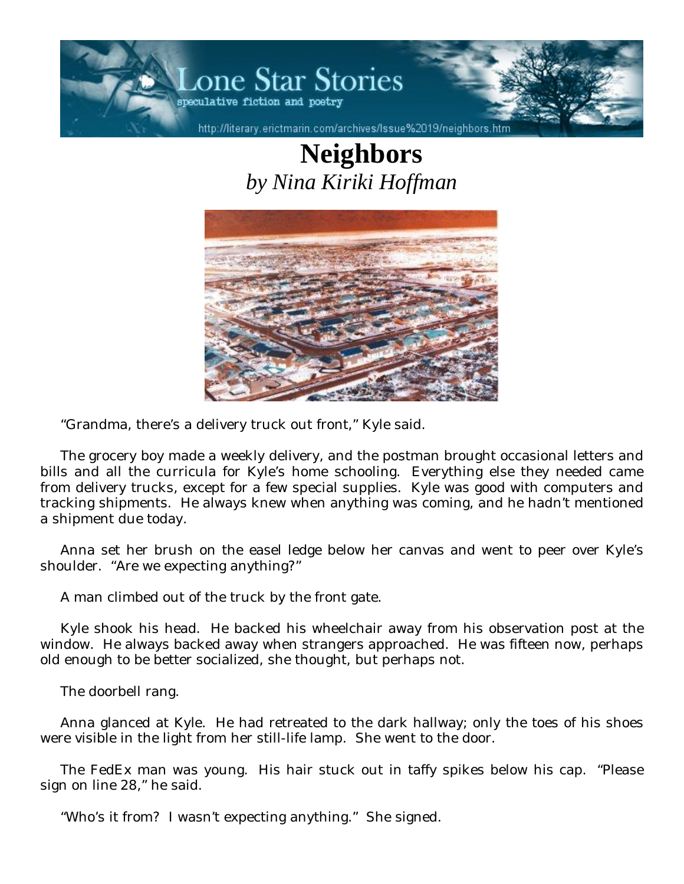# Neighbors

*by Nina Kiriki Hoffman*

"Grandma, there's a delivery truck out front," Kyle said.

The grocery boy made a weekly delivery, and the postman brought occasional letters and bills and all the curricula for Kyle's home schooling. Everything else they needed came from delivery trucks, except for a few special supplies. Kyle was good with computers and tracking shipments. He always knew when anything was coming, and he hadn't mentioned a shipment due today.

Anna set her brush on the easel ledge below her canvas and went to peer over Kyle's shoulder. "Are we expecting anything?"

A man climbed out of the truck by the front gate.

Kyle shook his head. He backed his wheelchair away from his observation post at the window. He always backed away when strangers approached. He was fifteen now, perhaps old enough to be better socialized, she thought, but perhaps not.

The doorbell rang.

Anna glanced at Kyle. He had retreated to the dark hallway; only the toes of his shoes were visible in the light from her still-life lamp. She went to the door.

The FedEx man was young. His hair stuck out in taffy spikes below his cap. "Please sign on line 28," he said.

"Who's it from? I wasn't expecting anything." She signed.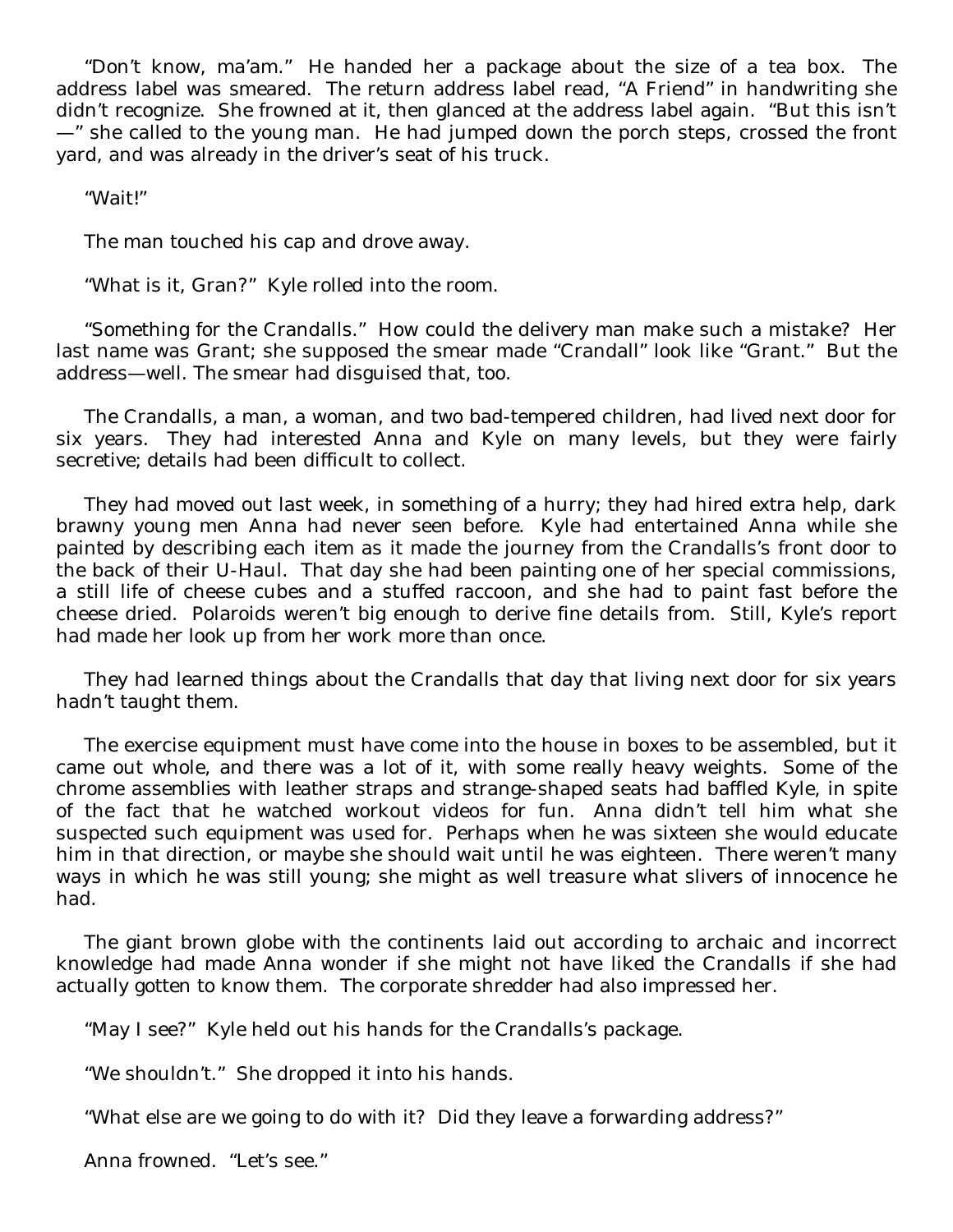"Don't know, ma'am." He handed her a package about the size of a tea box. The address label was smeared. The return address label read, "A Friend" in handwriting she didn't recognize. She frowned at it, then glanced at the address label again. "But this isn't—" she called to the young man. He had jumped down the porch steps, crossed the front yard, and was already in the driver's seat of his truck.

"Wait!"

The man touched his cap and drove away.

"What is it, Gran?" Kyle rolled into the room.

"Something for the Crandalls." How could the delivery man make such a mistake? Her last name was Grant; she supposed the smear made "Crandall" look like "Grant." But the address—well. The smear had disguised that, too.

The Crandalls, a man, a woman, and two bad-tempered children, had lived next door for six years. They had interested Anna and Kyle on many levels, but they were fairly secretive; details had been difficult to collect.

They had moved out last week, in something of a hurry; they had hired extra help, dark brawny young men Anna had never seen before. Kyle had entertained Anna while she painted by describing each item as it made the journey from the Crandalls's front door to the back of their U-Haul. That day she had been painting one of her special commissions, a still life of cheese cubes and a stuffed raccoon, and she had to paint fast before the cheese dried. Polaroids weren't big enough to derive fine details from. Still, Kyle's report had made her look up from her work more than once.

They had learned things about the Crandalls that day that living next door for six years hadn't taught them.

The exercise equipment must have come into the house in boxes to be assembled, but it came out whole, and there was a lot of it, with some really heavy weights. Some of the chrome assemblies with leather straps and strange-shaped seats had baffled Kyle, in spite of the fact that he watched workout videos for fun. Anna didn't tell him what she suspected such equipment was used for. Perhaps when he was sixteen she would educate him in that direction, or maybe she should wait until he was eighteen. There weren't many ways in which he was still young; she might as well treasure what slivers of innocence he had.

The giant brown globe with the continents laid out according to archaic and incorrect knowledge had made Anna wonder if she might not have liked the Crandalls if she had actually gotten to know them. The corporate shredder had also impressed her.

"May I see?" Kyle held out his hands for the Crandalls's package.

"We shouldn't." She dropped it into his hands.

"What else are we going to do with it? Did they leave a forwarding address?"

Anna frowned. "Let's see."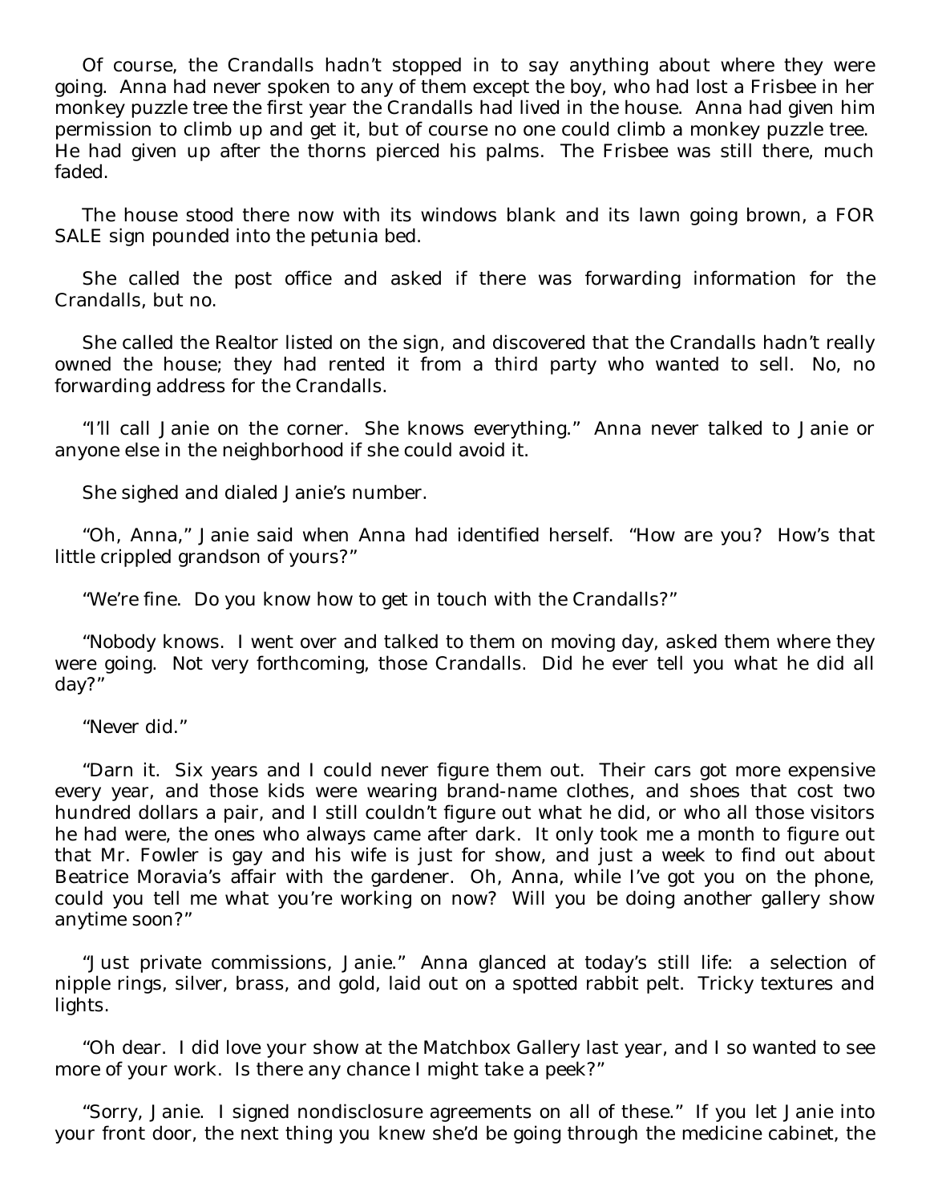Of course, the Crandalls hadn't stopped in to say anything about where they were going. Anna had never spoken to any of them except the boy, who had lost a Frisbee in her monkey puzzle tree the first year the Crandalls had lived in the house. Anna had given him permission to climb up and get it, but of course no one could climb a monkey puzzle tree. He had given up after the thorns pierced his palms. The Frisbee was still there, much faded.

The house stood there now with its windows blank and its lawn going brown, a FOR SALE sign pounded into the petunia bed.

She called the post office and asked if there was forwarding information for the Crandalls, but no.

She called the Realtor listed on the sign, and discovered that the Crandalls hadn't really owned the house; they had rented it from a third party who wanted to sell. No, no forwarding address for the Crandalls.

"I'll call Janie on the corner. She knows everything." Anna never talked to Janie or anyone else in the neighborhood if she could avoid it.

She sighed and dialed Janie's number.

"Oh, Anna," Janie said when Anna had identified herself. "How are you? How's that little crippled grandson of yours?"

"We're fine. Do you know how to get in touch with the Crandalls?"

"Nobody knows. I went over and talked to them on moving day, asked them where they were going. Not very forthcoming, those Crandalls. Did he ever tell you what he did all day?"

"Never did."

"Darn it. Six years and I could never figure them out. Their cars got more expensive every year, and those kids were wearing brand-name clothes, and shoes that cost two hundred dollars a pair, and I still couldn't figure out what he did, or who all those visitors he had were, the ones who always came after dark. It only took me a month to figure out that Mr. Fowler is gay and his wife is just for show, and just a week to find out about Beatrice Moravia's affair with the gardener. Oh, Anna, while I've got you on the phone, could you tell me what you're working on now? Will you be doing another gallery show anytime soon?"

"Just private commissions, Janie." Anna glanced at today's still life: a selection of nipple rings, silver, brass, and gold, laid out on a spotted rabbit pelt. Tricky textures and lights.

"Oh dear. I did love your show at the Matchbox Gallery last year, and I so wanted to see more of your work. Is there any chance I might take a peek?"

"Sorry, Janie. I signed nondisclosure agreements on all of these." If you let Janie into your front door, the next thing you knew she'd be going through the medicine cabinet, the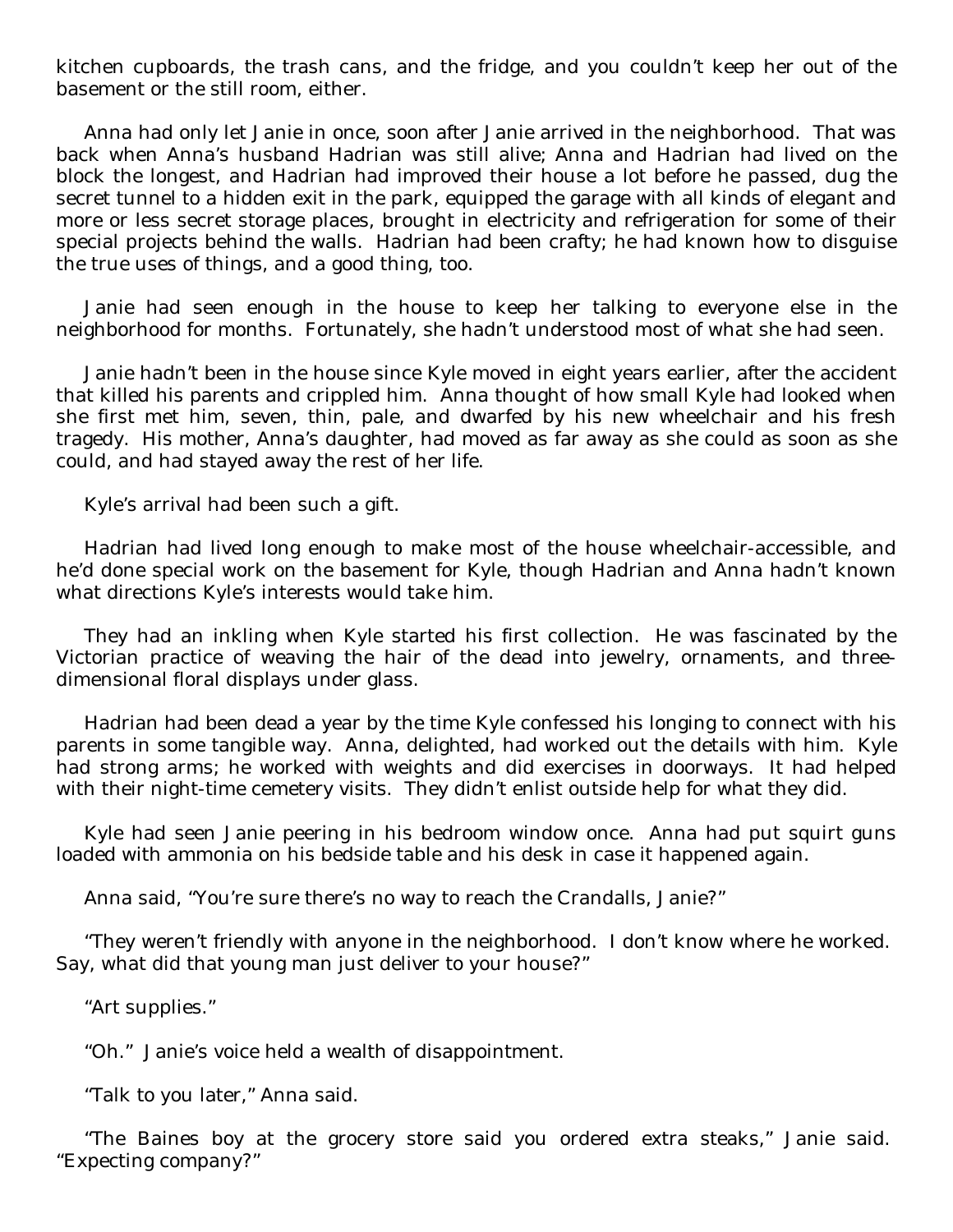kitchen cupboards, the trash cans, and the fridge, and you couldn't keep her out of the basement or the still room, either.

Anna had only let Janie in once, soon after Janie arrived in the neighborhood. That was back when Anna's husband Hadrian was still alive; Anna and Hadrian had lived on the block the longest, and Hadrian had improved their house a lot before he passed, dug the secret tunnel to a hidden exit in the park, equipped the garage with all kinds of elegant and more or less secret storage places, brought in electricity and refrigeration for some of their special projects behind the walls. Hadrian had been crafty; he had known how to disguise the true uses of things, and a good thing, too.

Janie had seen enough in the house to keep her talking to everyone else in the neighborhood for months. Fortunately, she hadn't understood most of what she had seen.

Janie hadn't been in the house since Kyle moved in eight years earlier, after the accident that killed his parents and crippled him. Anna thought of how small Kyle had looked when she first met him, seven, thin, pale, and dwarfed by his new wheelchair and his fresh tragedy. His mother, Anna's daughter, had moved as far away as she could as soon as she could, and had stayed away the rest of her life.

Kyle's arrival had been such a gift.

Hadrian had lived long enough to make most of the house wheelchair-accessible, and he'd done special work on the basement for Kyle, though Hadrian and Anna hadn't known what directions Kyle's interests would take him.

They had an inkling when Kyle started his first collection. He was fascinated by the Victorian practice of weaving the hair of the dead into jewelry, ornaments, and three-dimensional floral displays under glass.

Hadrian had been dead a year by the time Kyle confessed his longing to connect with his parents in some tangible way. Anna, delighted, had worked out the details with him. Kyle had strong arms; he worked with weights and did exercises in doorways. It had helped with their night-time cemetery visits. They didn't enlist outside help for what they did.

Kyle had seen Janie peering in his bedroom window once. Anna had put squirt guns loaded with ammonia on his bedside table and his desk in case it happened again.

Anna said, "You're sure there's no way to reach the Crandalls, Janie?"

"They weren't friendly with anyone in the neighborhood. I don't know where he worked. Say, what did that young man just deliver to your house?"

"Art supplies."

"Oh." Janie's voice held a wealth of disappointment.

"Talk to you later," Anna said.

"The Baines boy at the grocery store said you ordered extra steaks," Janie said. "Expecting company?"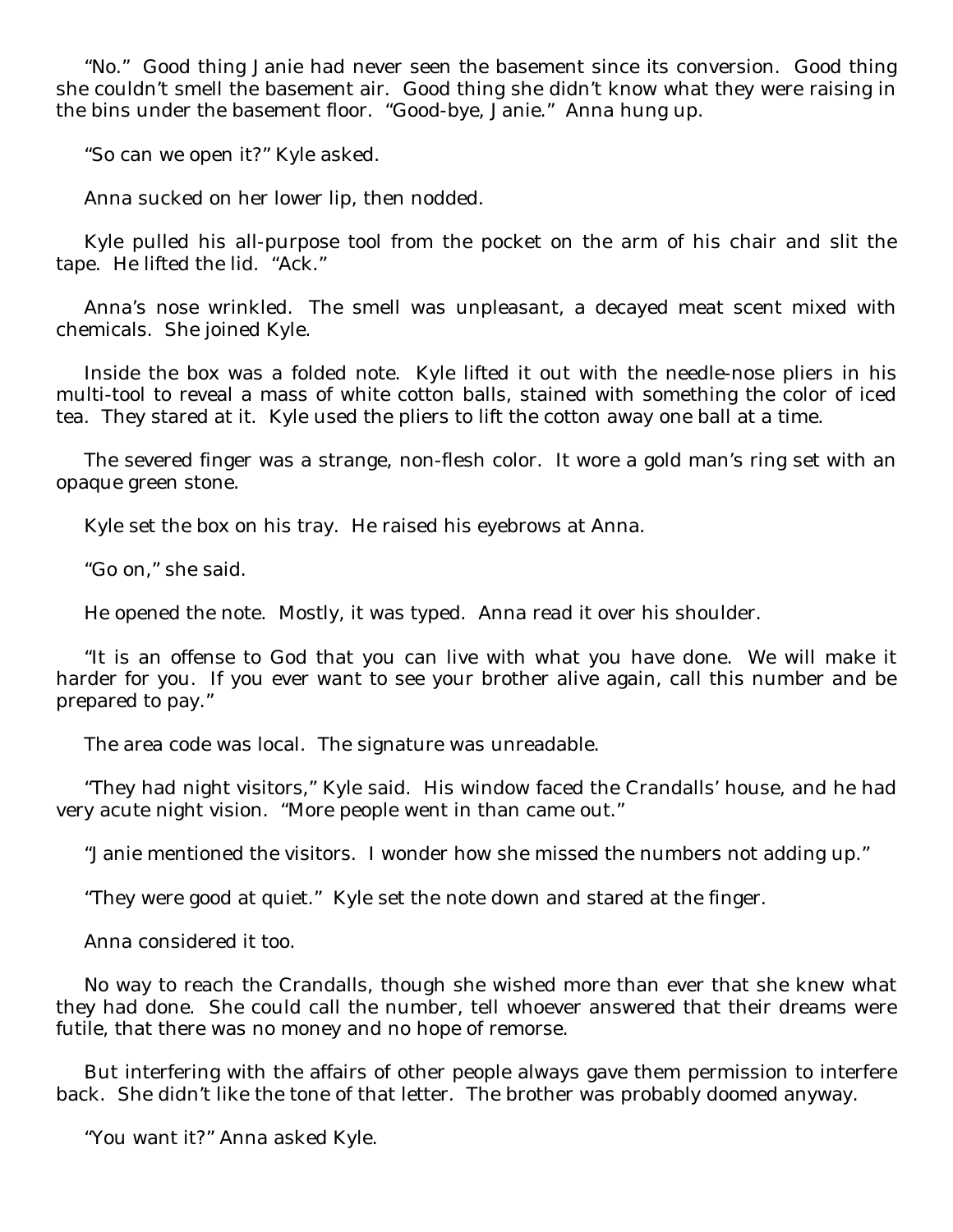"No." Good thing Janie had never seen the basement since its conversion. Good thing she couldn't smell the basement air. Good thing she didn't know what they were raising in the bins under the basement floor. "Good-bye, Janie." Anna hung up.

"So can we open it?" Kyle asked.

Anna sucked on her lower lip, then nodded.

Kyle pulled his all-purpose tool from the pocket on the arm of his chair and slit the tape. He lifted the lid. "Ack."

Anna's nose wrinkled. The smell was unpleasant, a decayed meat scent mixed with chemicals. She joined Kyle.

Inside the box was a folded note. Kyle lifted it out with the needle-nose pliers in his multi-tool to reveal a mass of white cotton balls, stained with something the color of iced tea. They stared at it. Kyle used the pliers to lift the cotton away one ball at a time.

The severed finger was a strange, non-flesh color. It wore a gold man's ring set with an opaque green stone.

Kyle set the box on his tray. He raised his eyebrows at Anna.

"Go on," she said.

He opened the note. Mostly, it was typed. Anna read it over his shoulder.

"It is an offense to God that you can live with what you have done. We will make it harder for you. If you ever want to see your brother alive again, call this number and be prepared to pay."

The area code was local. The signature was unreadable.

"They had night visitors," Kyle said. His window faced the Crandalls' house, and he had very acute night vision. "More people went in than came out."

"Janie mentioned the visitors. I wonder how she missed the numbers not adding up."

"They were good at quiet." Kyle set the note down and stared at the finger.

Anna considered it too.

No way to reach the Crandalls, though she wished more than ever that she knew what they had done. She could call the number, tell whoever answered that their dreams were futile, that there was no money and no hope of remorse.

But interfering with the affairs of other people always gave them permission to interfere back. She didn't like the tone of that letter. The brother was probably doomed anyway.

"You want it?" Anna asked Kyle.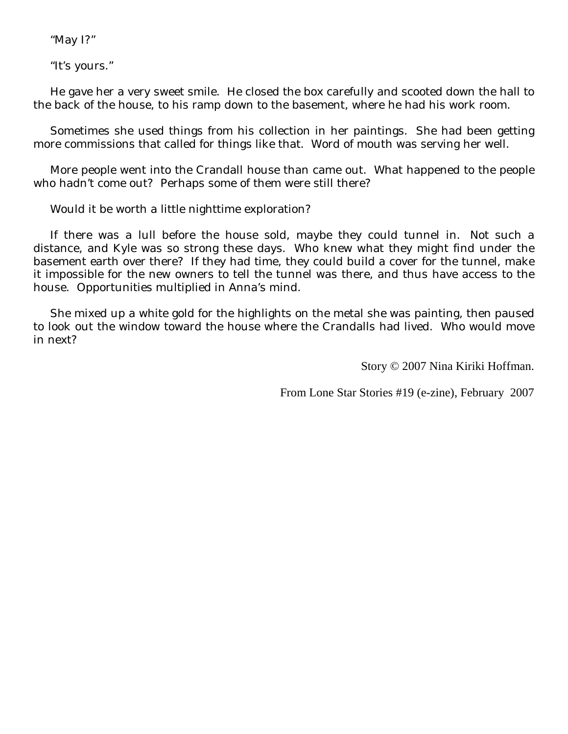"May I?"

"It's yours."

He gave her a very sweet smile. He closed the box carefully and scooted down the hall to the back of the house, to his ramp down to the basement, where he had his work room.

Sometimes she used things from his collection in her paintings. She had been getting more commissions that called for things like that. Word of mouth was serving her well.

More people went into the Crandall house than came out. What happened to the people who hadn't come out? Perhaps some of them were still there?

Would it be worth a little nighttime exploration?

If there was a lull before the house sold, maybe they could tunnel in. Not such a distance, and Kyle was so strong these days. Who knew what they might find under the basement earth over there? If they had time, they could build a cover for the tunnel, make it impossible for the new owners to tell the tunnel was there, and thus have access to the house. Opportunities multiplied in Anna's mind.

She mixed up a white gold for the highlights on the metal she was painting, then paused to look out the window toward the house where the Crandalls had lived. Who would move in next?

Story © 2007 Nina Kiriki Hoffman.

From Lone Star Stories #19 (e-zine), February 2007